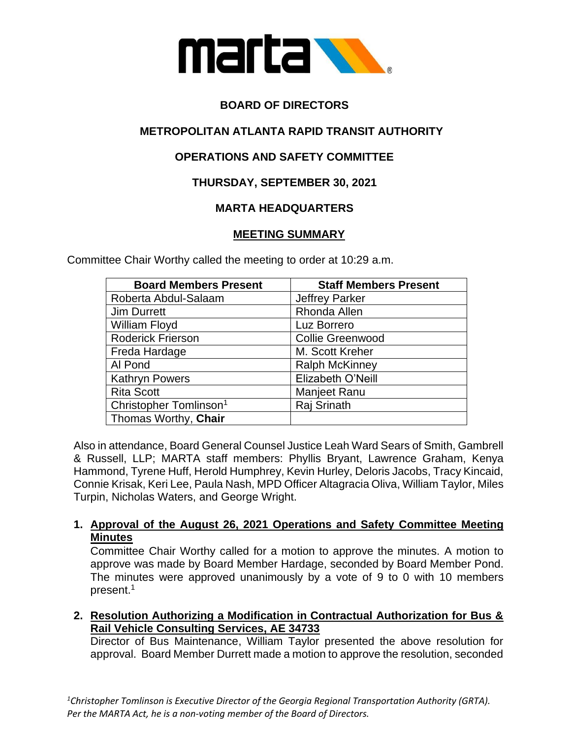**BOARD OF DIRECTORS**

**METROPOLITAN ATLANTA RAPID TRANSIT AUTHORITY**

**OPERATIONS AND SAFETY COMMITTEE**

**THURSDAY, SEPTEMBER 30, 2021**

**MARTA HEADQUARTERS**

**MEETING SUMMARY**

Committee Chair Worthy called the meeting to order at 10:29 a.m.

| Board Members Present | Staff Members Present |
|---|---|
| Roberta Abdul-Salaam | Jeffrey Parker |
| Jim Durrett | Rhonda Allen |
| William Floyd | Luz Borrero |
| Roderick Frierson | Collie Greenwood |
| Freda Hardage | M. Scott Kreher |
| Al Pond | Ralph McKinney |
| Kathryn Powers | Elizabeth O'Neill |
| Rita Scott | Manjeet Ranu |
| Christopher Tomlinson[1] | Raj Srinath |
| Thomas Worthy, **Chair** | |

Also in attendance, Board General Counsel Justice Leah Ward Sears of Smith, Gambrell & Russell, LLP; MARTA staff members: Phyllis Bryant, Lawrence Graham, Kenya Hammond, Tyrene Huff, Herold Humphrey, Kevin Hurley, Deloris Jacobs, Tracy Kincaid, Connie Krisak, Keri Lee, Paula Nash, MPD Officer Altagracia Oliva, William Taylor, Miles Turpin, Nicholas Waters, and George Wright.

1. **Approval of the August 26, 2021 Operations and Safety Committee Meeting Minutes**
   Committee Chair Worthy called for a motion to approve the minutes. A motion to approve was made by Board Member Hardage, seconded by Board Member Pond. The minutes were approved unanimously by a vote of 9 to 0 with 10 members present.[1]

2. **Resolution Authorizing a Modification in Contractual Authorization for Bus & Rail Vehicle Consulting Services, AE 34733**
   Director of Bus Maintenance, William Taylor presented the above resolution for approval. Board Member Durrett made a motion to approve the resolution, seconded

*[1]Christopher Tomlinson is Executive Director of the Georgia Regional Transportation Authority (GRTA). Per the MARTA Act, he is a non-voting member of the Board of Directors.*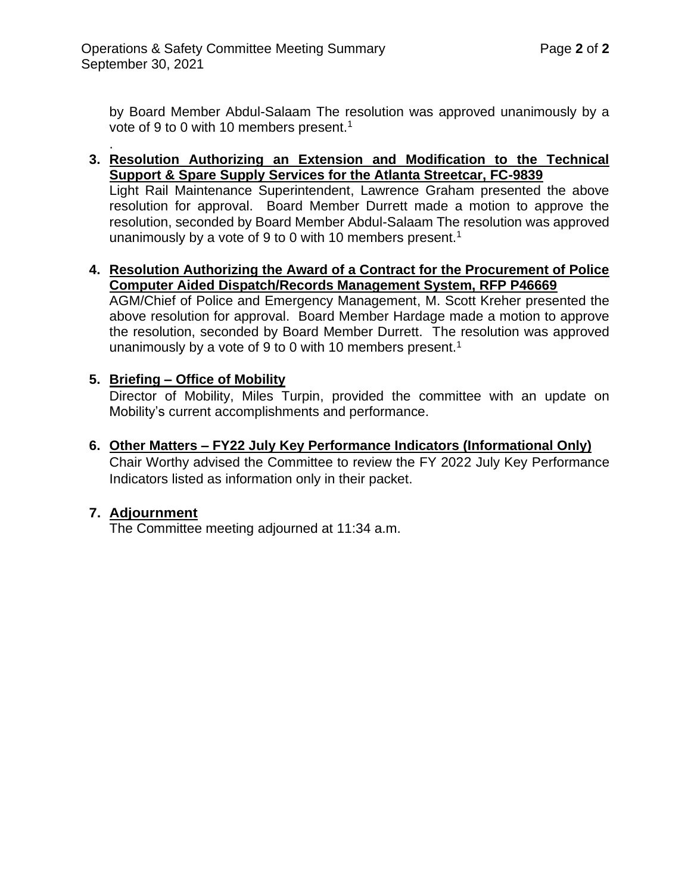by Board Member Abdul-Salaam The resolution was approved unanimously by a vote of 9 to 0 with 10 members present.[1]

.

**3. Resolution Authorizing an Extension and Modification to the Technical Support & Spare Supply Services for the Atlanta Streetcar, FC-9839**

Light Rail Maintenance Superintendent, Lawrence Graham presented the above resolution for approval. Board Member Durrett made a motion to approve the resolution, seconded by Board Member Abdul-Salaam The resolution was approved unanimously by a vote of 9 to 0 with 10 members present.[1]

**4. Resolution Authorizing the Award of a Contract for the Procurement of Police Computer Aided Dispatch/Records Management System, RFP P46669**

AGM/Chief of Police and Emergency Management, M. Scott Kreher presented the above resolution for approval. Board Member Hardage made a motion to approve the resolution, seconded by Board Member Durrett. The resolution was approved unanimously by a vote of 9 to 0 with 10 members present.[1]

**5. Briefing – Office of Mobility**

Director of Mobility, Miles Turpin, provided the committee with an update on Mobility's current accomplishments and performance.

**6. Other Matters – FY22 July Key Performance Indicators (Informational Only)**

Chair Worthy advised the Committee to review the FY 2022 July Key Performance Indicators listed as information only in their packet.

**7. Adjournment**

The Committee meeting adjourned at 11:34 a.m.